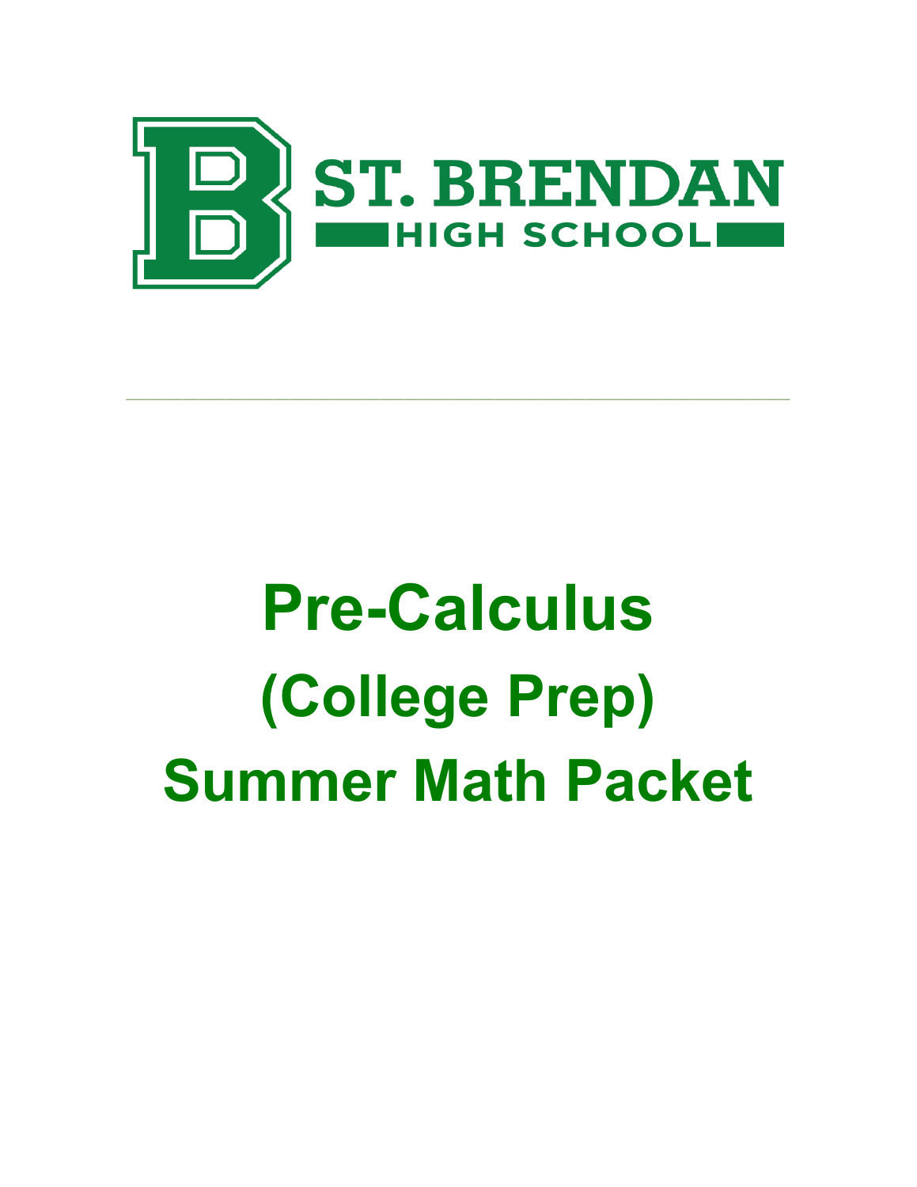ST. BRENDAN

HIGH SCHOOL

---

# Pre-Calculus
# (College Prep)
# Summer Math Packet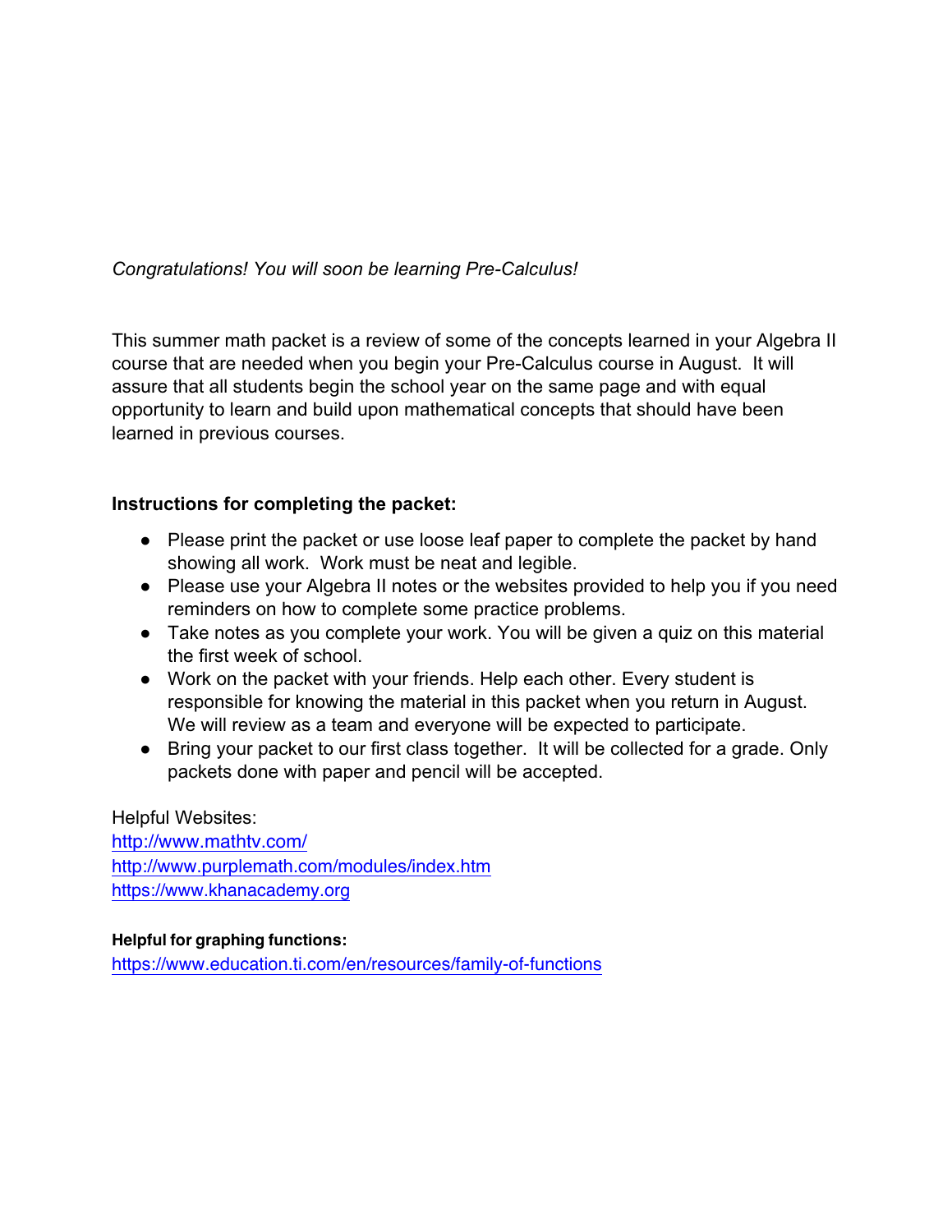*Congratulations! You will soon be learning Pre-Calculus!*

This summer math packet is a review of some of the concepts learned in your Algebra II course that are needed when you begin your Pre-Calculus course in August. It will assure that all students begin the school year on the same page and with equal opportunity to learn and build upon mathematical concepts that should have been learned in previous courses.

**Instructions for completing the packet:**

- Please print the packet or use loose leaf paper to complete the packet by hand showing all work. Work must be neat and legible.
- Please use your Algebra II notes or the websites provided to help you if you need reminders on how to complete some practice problems.
- Take notes as you complete your work. You will be given a quiz on this material the first week of school.
- Work on the packet with your friends. Help each other. Every student is responsible for knowing the material in this packet when you return in August. We will review as a team and everyone will be expected to participate.
- Bring your packet to our first class together. It will be collected for a grade. Only packets done with paper and pencil will be accepted.

Helpful Websites:
[http://www.mathtv.com/](http://www.mathtv.com/)
[http://www.purplemath.com/modules/index.htm](http://www.purplemath.com/modules/index.htm)
[https://www.khanacademy.org](https://www.khanacademy.org)

**Helpful for graphing functions:**
[https://www.education.ti.com/en/resources/family-of-functions](https://www.education.ti.com/en/resources/family-of-functions)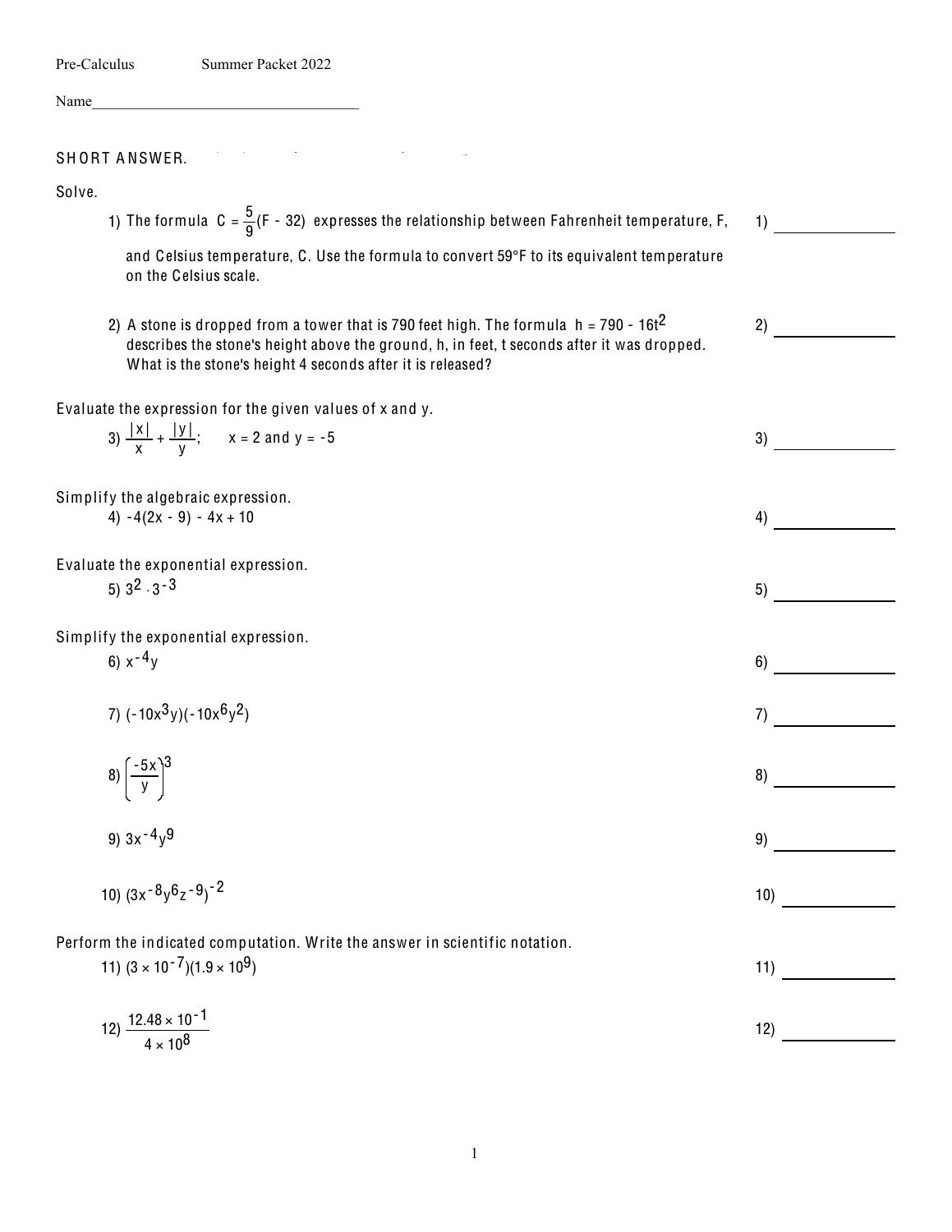Pre-Calculus Summer Packet 2022

Name____________________________________

SHORT ANSWER.

Solve.

1) The formula $C = \frac{5}{9}(F - 32)$ expresses the relationship between Fahrenheit temperature, F, and Celsius temperature, C. Use the formula to convert 59°F to its equivalent temperature on the Celsius scale. 1) ____________

2) A stone is dropped from a tower that is 790 feet high. The formula $h = 790 - 16t^2$ describes the stone's height above the ground, h, in feet, t seconds after it was dropped. What is the stone's height 4 seconds after it is released? 2) ____________

Evaluate the expression for the given values of x and y.

3) $\frac{|x|}{x} + \frac{|y|}{y}$; $x = 2$ and $y = -5$ 3) ____________

Simplify the algebraic expression.

4) $-4(2x - 9) - 4x + 10$ 4) ____________

Evaluate the exponential expression.

5) $3^2 \cdot 3^{-3}$ 5) ____________

Simplify the exponential expression.

6) $x^{-4}y$ 6) ____________

7) $(-10x^3y)(-10x^6y^2)$ 7) ____________

8) $\left(\frac{-5x}{y}\right)^3$ 8) ____________

9) $3x^{-4}y^9$ 9) ____________

10) $(3x^{-8}y^6z^{-9})^{-2}$ 10) ____________

Perform the indicated computation. Write the answer in scientific notation.

11) $(3 \times 10^{-7})(1.9 \times 10^9)$ 11) ____________

12) $\frac{12.48 \times 10^{-1}}{4 \times 10^8}$ 12) ____________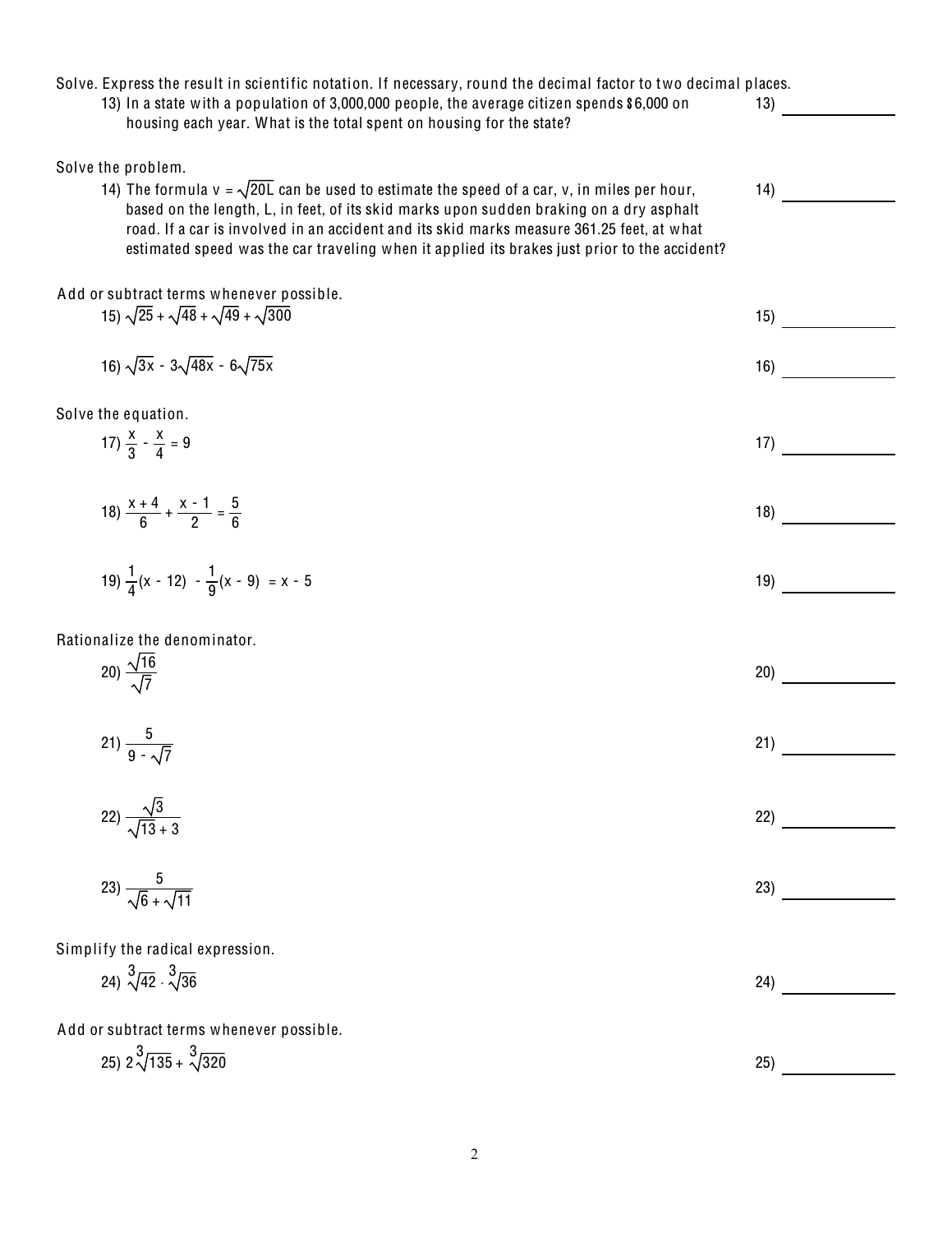Solve. Express the result in scientific notation. If necessary, round the decimal factor to two decimal places.

13) In a state with a population of 3,000,000 people, the average citizen spends $6,000 on housing each year. What is the total spent on housing for the state? 13) ______________

Solve the problem.

14) The formula $v = \sqrt{20L}$ can be used to estimate the speed of a car, v, in miles per hour, based on the length, L, in feet, of its skid marks upon sudden braking on a dry asphalt road. If a car is involved in an accident and its skid marks measure 361.25 feet, at what estimated speed was the car traveling when it applied its brakes just prior to the accident? 14) ______________

Add or subtract terms whenever possible.

15) $\sqrt{25} + \sqrt{48} + \sqrt{49} + \sqrt{300}$ 15) ______________

16) $\sqrt{3x} - 3\sqrt{48x} - 6\sqrt{75x}$ 16) ______________

Solve the equation.

17) $\frac{x}{3} - \frac{x}{4} = 9$ 17) ______________

18) $\frac{x + 4}{6} + \frac{x - 1}{2} = \frac{5}{6}$ 18) ______________

19) $\frac{1}{4}(x - 12) - \frac{1}{9}(x - 9) = x - 5$ 19) ______________

Rationalize the denominator.

20) $\frac{\sqrt{16}}{\sqrt{7}}$ 20) ______________

21) $\frac{5}{9 - \sqrt{7}}$ 21) ______________

22) $\frac{\sqrt{3}}{\sqrt{13} + 3}$ 22) ______________

23) $\frac{5}{\sqrt{6} + \sqrt{11}}$ 23) ______________

Simplify the radical expression.

24) $\sqrt[3]{42} \cdot \sqrt[3]{36}$ 24) ______________

Add or subtract terms whenever possible.

25) $2\sqrt[3]{135} + \sqrt[3]{320}$ 25) ______________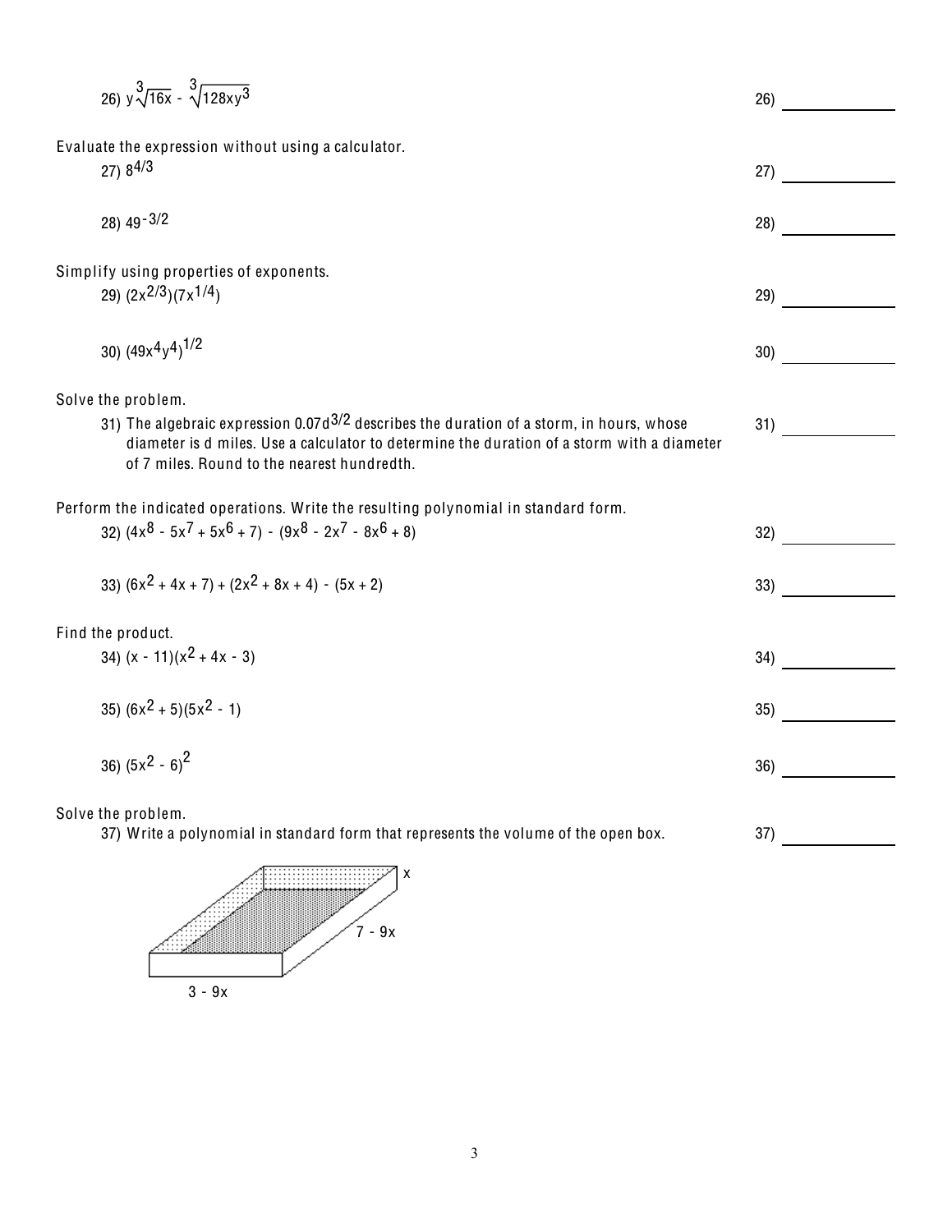26) $y\sqrt[3]{16x} - \sqrt[3]{128xy^3}$ 26) ____________

Evaluate the expression without using a calculator.

27) $8^{4/3}$ 27) ____________

28) $49^{-3/2}$ 28) ____________

Simplify using properties of exponents.

29) $(2x^{2/3})(7x^{1/4})$ 29) ____________

30) $(49x^4y^4)^{1/2}$ 30) ____________

Solve the problem.

31) The algebraic expression $0.07d^{3/2}$ describes the duration of a storm, in hours, whose diameter is d miles. Use a calculator to determine the duration of a storm with a diameter of 7 miles. Round to the nearest hundredth. 31) ____________

Perform the indicated operations. Write the resulting polynomial in standard form.

32) $(4x^8 - 5x^7 + 5x^6 + 7) - (9x^8 - 2x^7 - 8x^6 + 8)$ 32) ____________

33) $(6x^2 + 4x + 7) + (2x^2 + 8x + 4) - (5x + 2)$ 33) ____________

Find the product.

34) $(x - 11)(x^2 + 4x - 3)$ 34) ____________

35) $(6x^2 + 5)(5x^2 - 1)$ 35) ____________

36) $(5x^2 - 6)^2$ 36) ____________

Solve the problem.

37) Write a polynomial in standard form that represents the volume of the open box. 37) ____________

x

$7 - 9x$

$3 - 9x$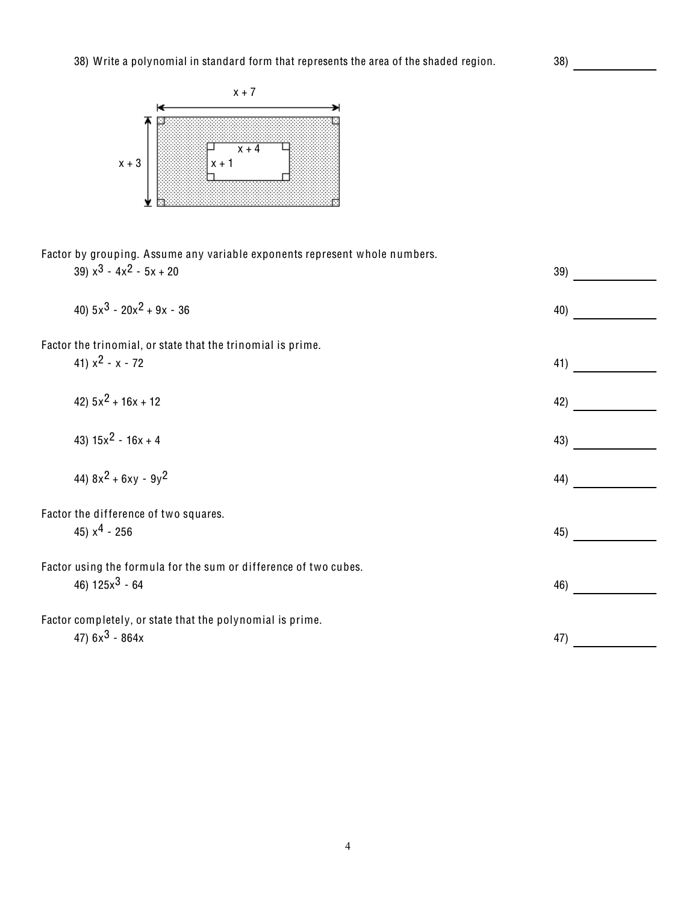38) Write a polynomial in standard form that represents the area of the shaded region.

38) ____________

$x + 7$

$x + 3$

$x + 4$

$x + 1$

Factor by grouping. Assume any variable exponents represent whole numbers.

39) $x^3 - 4x^2 - 5x + 20$

39) ____________

40) $5x^3 - 20x^2 + 9x - 36$

40) ____________

Factor the trinomial, or state that the trinomial is prime.

41) $x^2 - x - 72$

41) ____________

42) $5x^2 + 16x + 12$

42) ____________

43) $15x^2 - 16x + 4$

43) ____________

44) $8x^2 + 6xy - 9y^2$

44) ____________

Factor the difference of two squares.

45) $x^4 - 256$

45) ____________

Factor using the formula for the sum or difference of two cubes.

46) $125x^3 - 64$

46) ____________

Factor completely, or state that the polynomial is prime.

47) $6x^3 - 864x$

47) ____________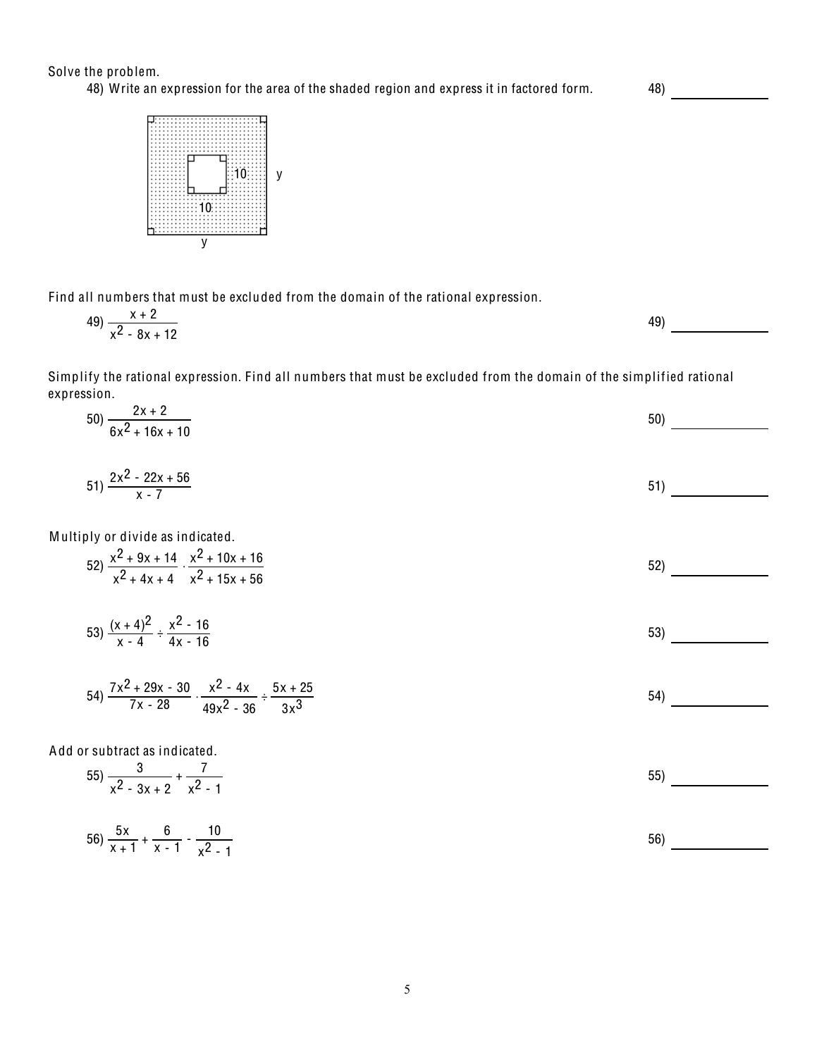Solve the problem.

48) Write an expression for the area of the shaded region and express it in factored form.

48) ______________

Find all numbers that must be excluded from the domain of the rational expression.

49) $\dfrac{x + 2}{x^2 - 8x + 12}$

49) ______________

Simplify the rational expression. Find all numbers that must be excluded from the domain of the simplified rational expression.

50) $\dfrac{2x + 2}{6x^2 + 16x + 10}$

50) ______________

51) $\dfrac{2x^2 - 22x + 56}{x - 7}$

51) ______________

Multiply or divide as indicated.

52) $\dfrac{x^2 + 9x + 14}{x^2 + 4x + 4} \cdot \dfrac{x^2 + 10x + 16}{x^2 + 15x + 56}$

52) ______________

53) $\dfrac{(x + 4)^2}{x - 4} \div \dfrac{x^2 - 16}{4x - 16}$

53) ______________

54) $\dfrac{7x^2 + 29x - 30}{7x - 28} \cdot \dfrac{x^2 - 4x}{49x^2 - 36} \div \dfrac{5x + 25}{3x^3}$

54) ______________

Add or subtract as indicated.

55) $\dfrac{3}{x^2 - 3x + 2} + \dfrac{7}{x^2 - 1}$

55) ______________

56) $\dfrac{5x}{x + 1} + \dfrac{6}{x - 1} - \dfrac{10}{x^2 - 1}$

56) ______________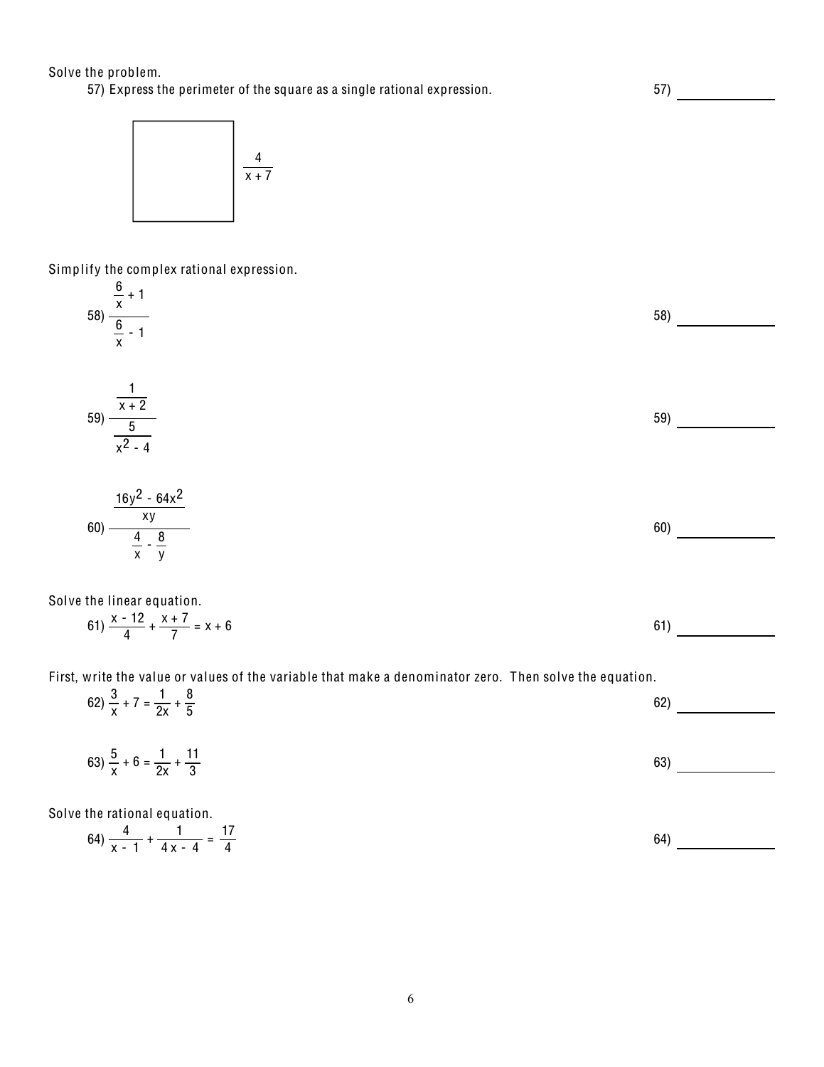Solve the problem.

57) Express the perimeter of the square as a single rational expression. 57) ____________

$\frac{4}{x + 7}$

Simplify the complex rational expression.

58) $\dfrac{\frac{6}{x} + 1}{\frac{6}{x} - 1}$ 58) ____________

59) $\dfrac{\frac{1}{x + 2}}{\frac{5}{x^2 - 4}}$ 59) ____________

60) $\dfrac{\frac{16y^2 - 64x^2}{xy}}{\frac{4}{x} - \frac{8}{y}}$ 60) ____________

Solve the linear equation.

61) $\frac{x - 12}{4} + \frac{x + 7}{7} = x + 6$ 61) ____________

First, write the value or values of the variable that make a denominator zero. Then solve the equation.

62) $\frac{3}{x} + 7 = \frac{1}{2x} + \frac{8}{5}$ 62) ____________

63) $\frac{5}{x} + 6 = \frac{1}{2x} + \frac{11}{3}$ 63) ____________

Solve the rational equation.

64) $\frac{4}{x - 1} + \frac{1}{4x - 4} = \frac{17}{4}$ 64) ____________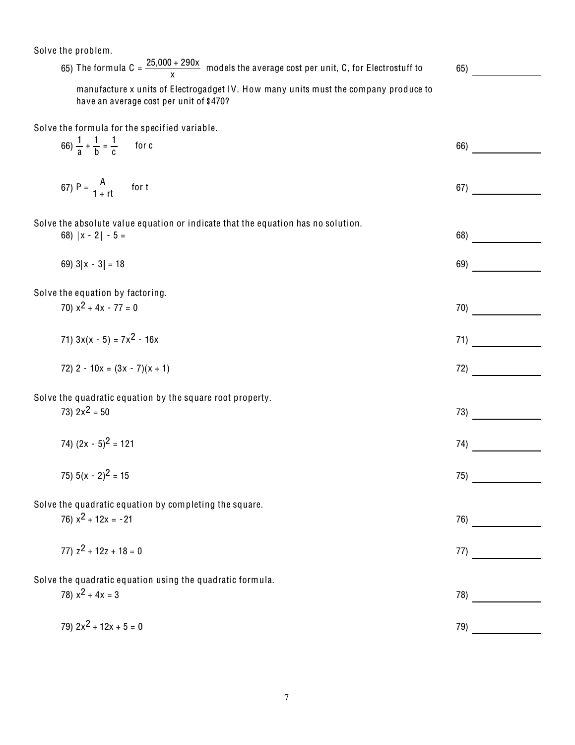Solve the problem.

65) The formula $C = \dfrac{25{,}000 + 290x}{x}$ models the average cost per unit, C, for Electrostuff to manufacture x units of Electrogadget IV. How many units must the company produce to have an average cost per unit of $470?

65) _______________

Solve the formula for the specified variable.

66) $\dfrac{1}{a} + \dfrac{1}{b} = \dfrac{1}{c}$ for c

66) _______________

67) $P = \dfrac{A}{1 + rt}$ for t

67) _______________

Solve the absolute value equation or indicate that the equation has no solution.

68) $|x - 2| - 5 =$

68) _______________

69) $3|x - 3| = 18$

69) _______________

Solve the equation by factoring.

70) $x^2 + 4x - 77 = 0$

70) _______________

71) $3x(x - 5) = 7x^2 - 16x$

71) _______________

72) $2 - 10x = (3x - 7)(x + 1)$

72) _______________

Solve the quadratic equation by the square root property.

73) $2x^2 = 50$

73) _______________

74) $(2x - 5)^2 = 121$

74) _______________

75) $5(x - 2)^2 = 15$

75) _______________

Solve the quadratic equation by completing the square.

76) $x^2 + 12x = -21$

76) _______________

77) $z^2 + 12z + 18 = 0$

77) _______________

Solve the quadratic equation using the quadratic formula.

78) $x^2 + 4x = 3$

78) _______________

79) $2x^2 + 12x + 5 = 0$

79) _______________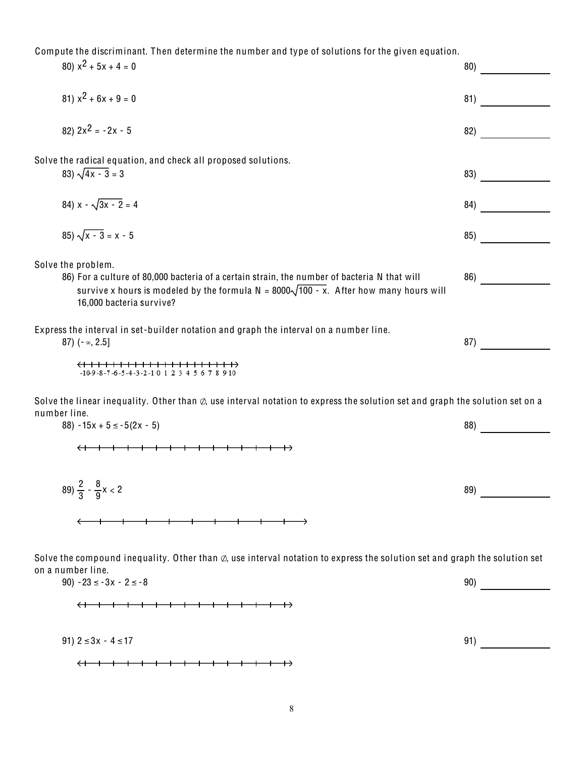Compute the discriminant. Then determine the number and type of solutions for the given equation.

80) $x^2 + 5x + 4 = 0$ 80) ____________

81) $x^2 + 6x + 9 = 0$ 81) ____________

82) $2x^2 = -2x - 5$ 82) ____________

Solve the radical equation, and check all proposed solutions.

83) $\sqrt{4x - 3} = 3$ 83) ____________

84) $x - \sqrt{3x - 2} = 4$ 84) ____________

85) $\sqrt{x - 3} = x - 5$ 85) ____________

Solve the problem.

86) For a culture of 80,000 bacteria of a certain strain, the number of bacteria N that will survive x hours is modeled by the formula $N = 8000\sqrt{100 - x}$. After how many hours will 16,000 bacteria survive? 86) ____________

Express the interval in set-builder notation and graph the interval on a number line.

87) $(-\infty, 2.5]$ 87) ____________

-10 -9 -8 -7 -6 -5 -4 -3 -2 -1 0 1 2 3 4 5 6 7 8 9 10

Solve the linear inequality. Other than ∅, use interval notation to express the solution set and graph the solution set on a number line.

88) $-15x + 5 \leq -5(2x - 5)$ 88) ____________

89) $\frac{2}{3} - \frac{8}{9}x < 2$ 89) ____________

Solve the compound inequality. Other than ∅, use interval notation to express the solution set and graph the solution set on a number line.

90) $-23 \leq -3x - 2 \leq -8$ 90) ____________

91) $2 \leq 3x - 4 \leq 17$ 91) ____________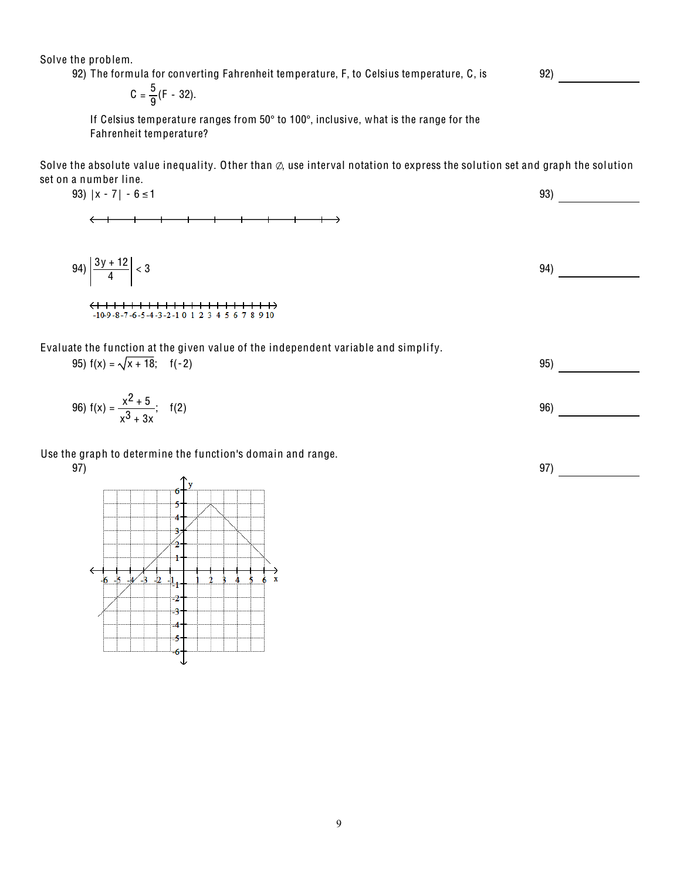Solve the problem.

92) The formula for converting Fahrenheit temperature, F, to Celsius temperature, C, is

$$C = \frac{5}{9}(F - 32).$$

If Celsius temperature ranges from 50° to 100°, inclusive, what is the range for the Fahrenheit temperature?

92) ____________

Solve the absolute value inequality. Other than ∅, use interval notation to express the solution set and graph the solution set on a number line.

93) $|x - 7| - 6 \leq 1$

93) ____________

94) $\left|\frac{3y + 12}{4}\right| < 3$

94) ____________

-10 -9 -8 -7 -6 -5 -4 -3 -2 -1 0 1 2 3 4 5 6 7 8 9 10

Evaluate the function at the given value of the independent variable and simplify.

95) $f(x) = \sqrt{x + 18}$; $f(-2)$

95) ____________

96) $f(x) = \frac{x^2 + 5}{x^3 + 3x}$; $f(2)$

96) ____________

Use the graph to determine the function's domain and range.

97)

97) ____________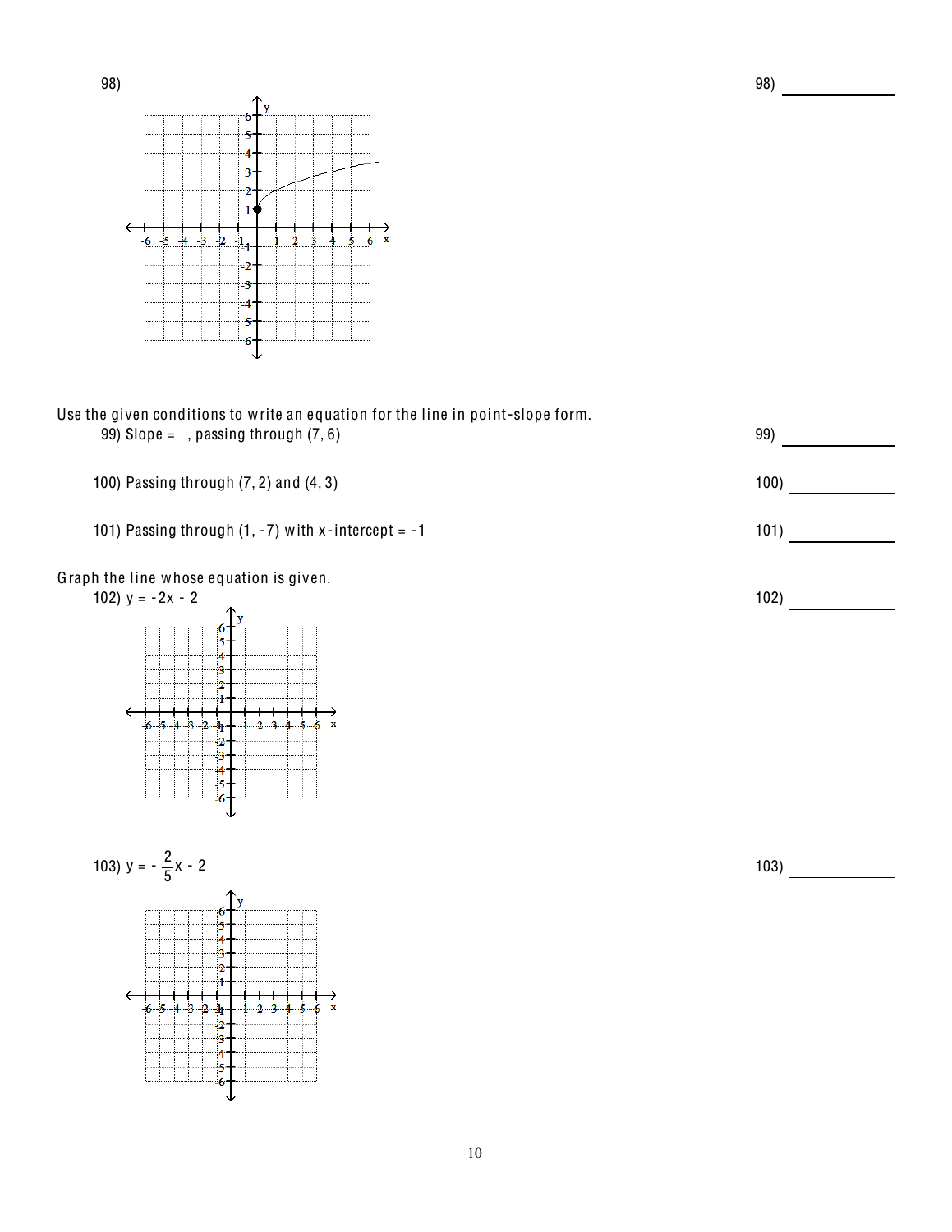98)

98) ____________

Use the given conditions to write an equation for the line in point-slope form.

99) Slope = , passing through (7, 6)

99) ____________

100) Passing through (7, 2) and (4, 3)

100) ____________

101) Passing through (1, -7) with x-intercept = -1

101) ____________

Graph the line whose equation is given.

102) $y = -2x - 2$

102) ____________

103) $y = -\frac{2}{5}x - 2$

103) ____________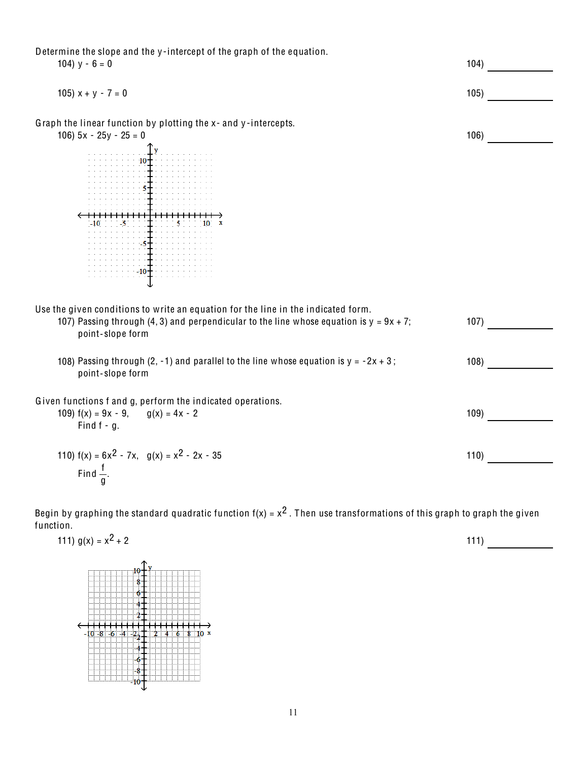Determine the slope and the y-intercept of the graph of the equation.

104) $y - 6 = 0$ 104) ____________

105) $x + y - 7 = 0$ 105) ____________

Graph the linear function by plotting the x- and y-intercepts.

106) $5x - 25y - 25 = 0$ 106) ____________

Use the given conditions to write an equation for the line in the indicated form.

107) Passing through (4, 3) and perpendicular to the line whose equation is $y = 9x + 7$; point-slope form 107) ____________

108) Passing through (2, -1) and parallel to the line whose equation is $y = -2x + 3$; point-slope form 108) ____________

Given functions f and g, perform the indicated operations.

109) $f(x) = 9x - 9$, $g(x) = 4x - 2$ 109) ____________
Find f - g.

110) $f(x) = 6x^2 - 7x$, $g(x) = x^2 - 2x - 35$ 110) ____________
Find $\frac{f}{g}$.

Begin by graphing the standard quadratic function $f(x) = x^2$. Then use transformations of this graph to graph the given function.

111) $g(x) = x^2 + 2$ 111) ____________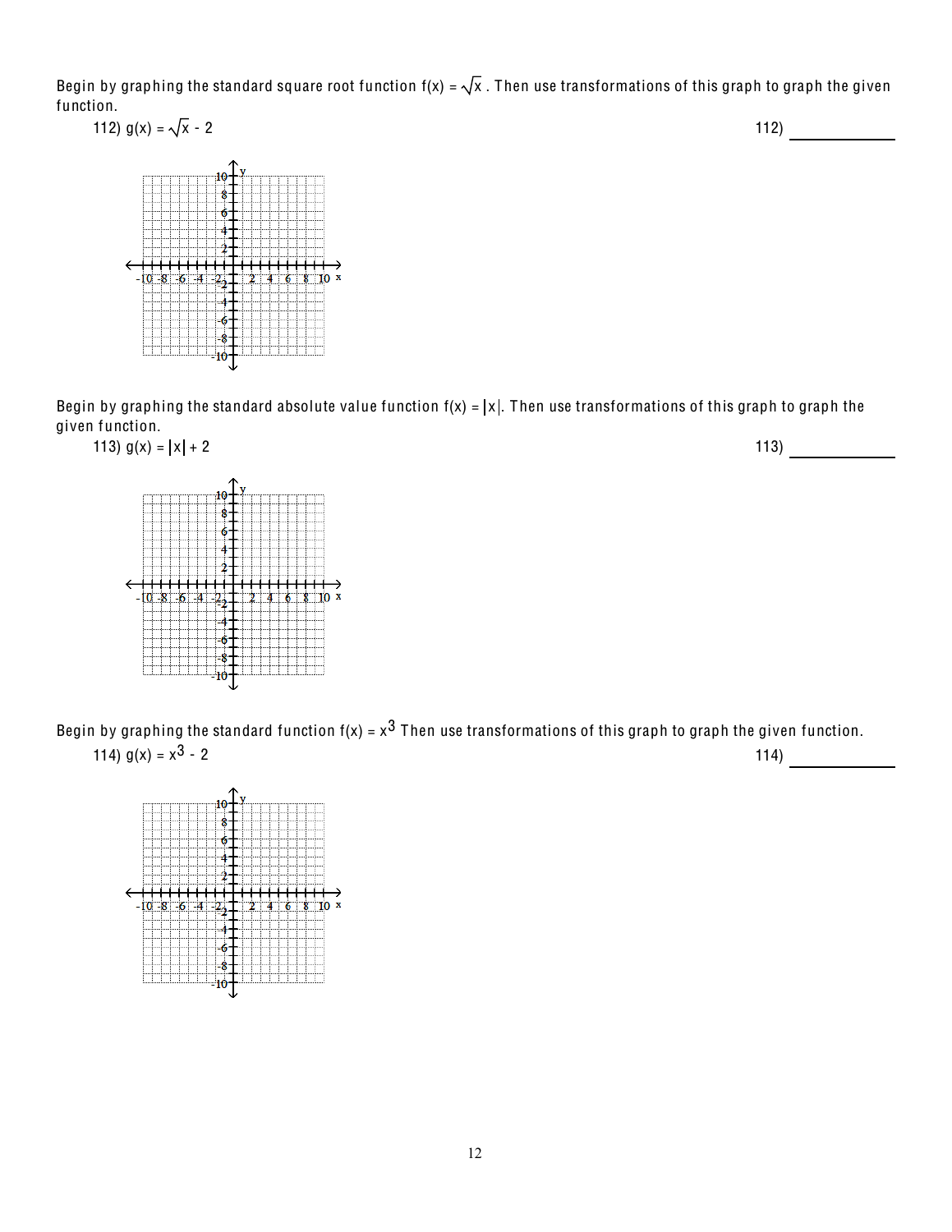Begin by graphing the standard square root function $f(x) = \sqrt{x}$. Then use transformations of this graph to graph the given function.

112) $g(x) = \sqrt{x} - 2$

112) ____________

Begin by graphing the standard absolute value function $f(x) = |x|$. Then use transformations of this graph to graph the given function.

113) $g(x) = |x| + 2$

113) ____________

Begin by graphing the standard function $f(x) = x^3$ Then use transformations of this graph to graph the given function.

114) $g(x) = x^3 - 2$

114) ____________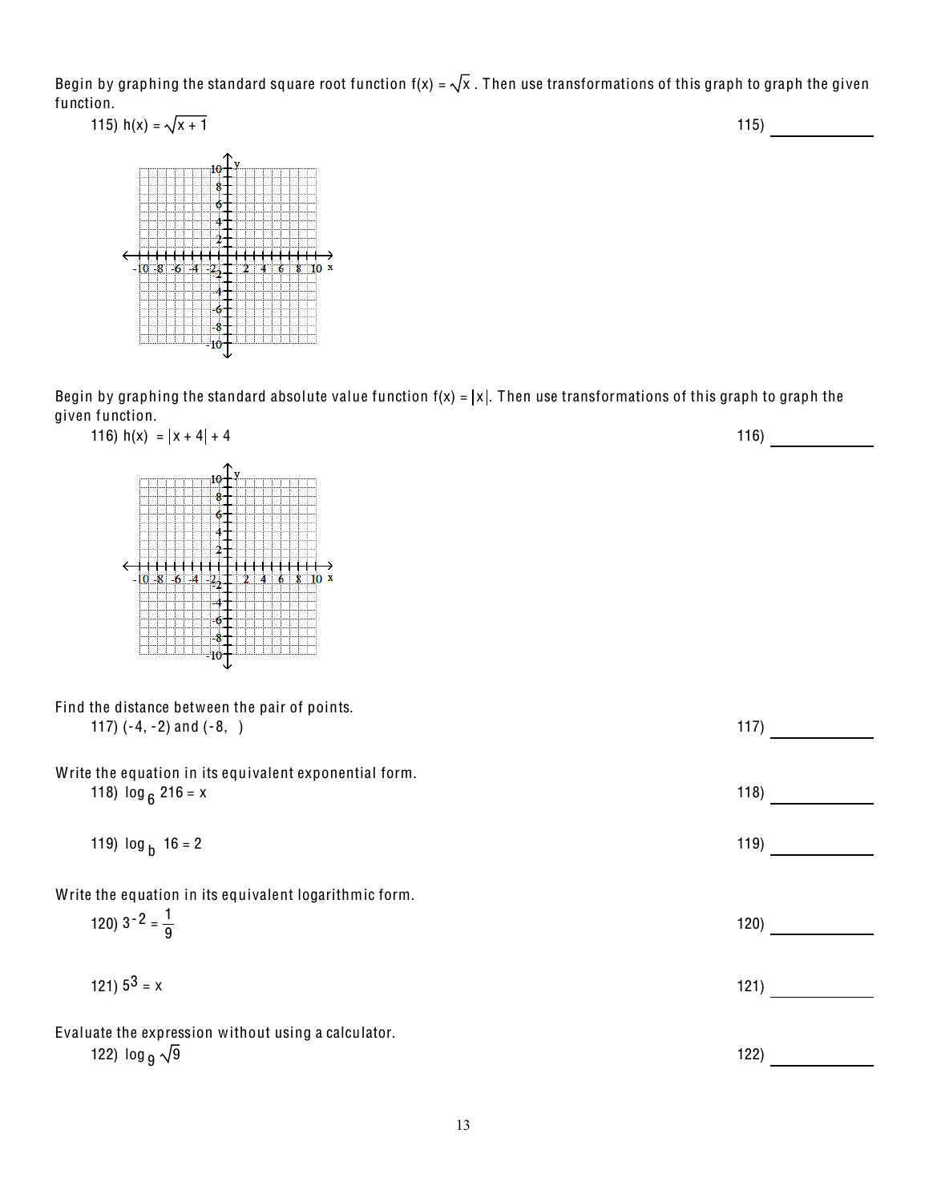Begin by graphing the standard square root function $f(x) = \sqrt{x}$. Then use transformations of this graph to graph the given function.

115) $h(x) = \sqrt{x + 1}$ &emsp; 115) ____________

Begin by graphing the standard absolute value function $f(x) = |x|$. Then use transformations of this graph to graph the given function.

116) $h(x) = |x + 4| + 4$ &emsp; 116) ____________

Find the distance between the pair of points.

117) (-4, -2) and (-8, ) &emsp; 117) ____________

Write the equation in its equivalent exponential form.

118) $\log_6 216 = x$ &emsp; 118) ____________

119) $\log_b 16 = 2$ &emsp; 119) ____________

Write the equation in its equivalent logarithmic form.

120) $3^{-2} = \frac{1}{9}$ &emsp; 120) ____________

121) $5^3 = x$ &emsp; 121) ____________

Evaluate the expression without using a calculator.

122) $\log_9 \sqrt{9}$ &emsp; 122) ____________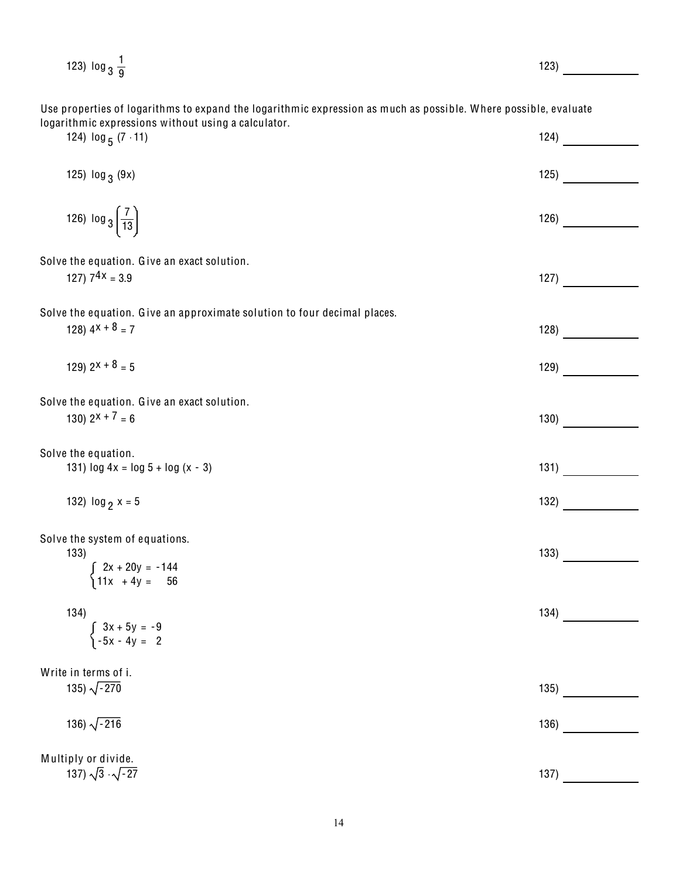123) $\log_3 \frac{1}{9}$ 123) ____________

Use properties of logarithms to expand the logarithmic expression as much as possible. Where possible, evaluate logarithmic expressions without using a calculator.

124) $\log_5 (7 \cdot 11)$ 124) ____________

125) $\log_3 (9x)$ 125) ____________

126) $\log_3 \left(\frac{7}{13}\right)$ 126) ____________

Solve the equation. Give an exact solution.

127) $7^{4x} = 3.9$ 127) ____________

Solve the equation. Give an approximate solution to four decimal places.

128) $4^{x + 8} = 7$ 128) ____________

129) $2^{x + 8} = 5$ 129) ____________

Solve the equation. Give an exact solution.

130) $2^{x + 7} = 6$ 130) ____________

Solve the equation.

131) $\log 4x = \log 5 + \log (x - 3)$ 131) ____________

132) $\log_2 x = 5$ 132) ____________

Solve the system of equations.

133) 133) ____________

$$\begin{cases} 2x + 20y = -144 \\ 11x + 4y = 56 \end{cases}$$

134) 134) ____________

$$\begin{cases} 3x + 5y = -9 \\ -5x - 4y = 2 \end{cases}$$

Write in terms of i.

135) $\sqrt{-270}$ 135) ____________

136) $\sqrt{-216}$ 136) ____________

Multiply or divide.

137) $\sqrt{3} \cdot \sqrt{-27}$ 137) ____________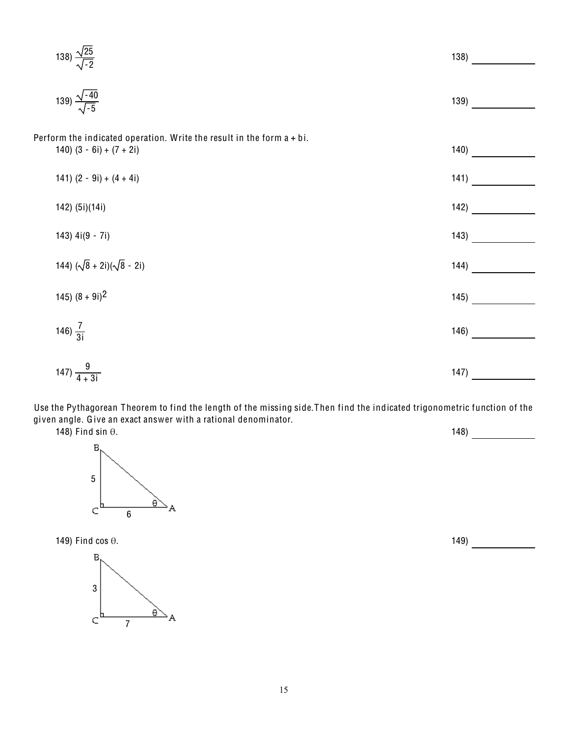138) $\frac{\sqrt{25}}{\sqrt{-2}}$ 138) ____________

139) $\frac{\sqrt{-40}}{\sqrt{-5}}$ 139) ____________

Perform the indicated operation. Write the result in the form a + bi.

140) $(3 - 6i) + (7 + 2i)$ 140) ____________

141) $(2 - 9i) + (4 + 4i)$ 141) ____________

142) $(5i)(14i)$ 142) ____________

143) $4i(9 - 7i)$ 143) ____________

144) $(\sqrt{8} + 2i)(\sqrt{8} - 2i)$ 144) ____________

145) $(8 + 9i)^2$ 145) ____________

146) $\frac{7}{3i}$ 146) ____________

147) $\frac{9}{4 + 3i}$ 147) ____________

Use the Pythagorean Theorem to find the length of the missing side. Then find the indicated trigonometric function of the given angle. Give an exact answer with a rational denominator.

148) Find sin $\theta$. 148) ____________

(Right triangle with right angle at C; BC = 5, CA = 6; $\theta$ at A)

149) Find cos $\theta$. 149) ____________

(Right triangle with right angle at C; BC = 3, CA = 7; $\theta$ at A)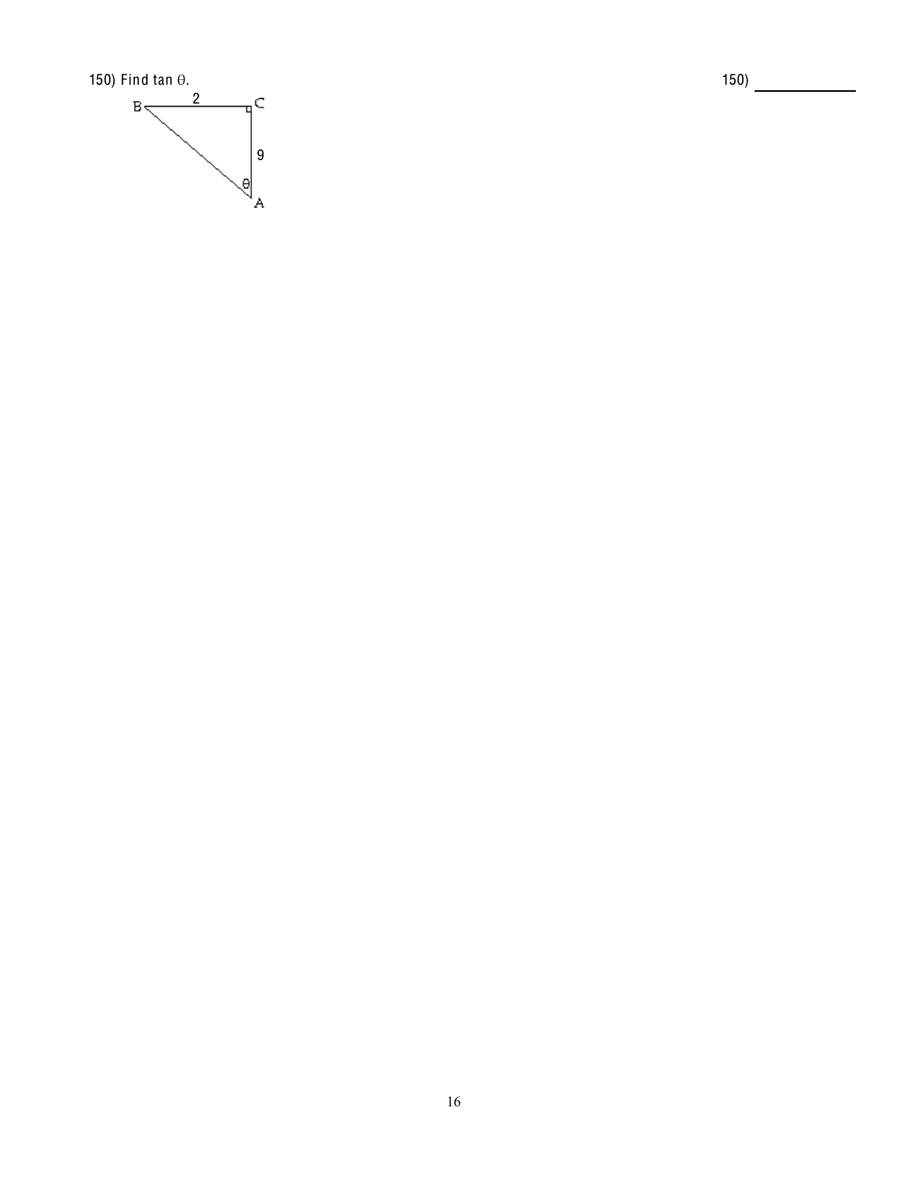150) Find $\tan \theta$.

150) ____________

B 2 C

9

$\theta$

A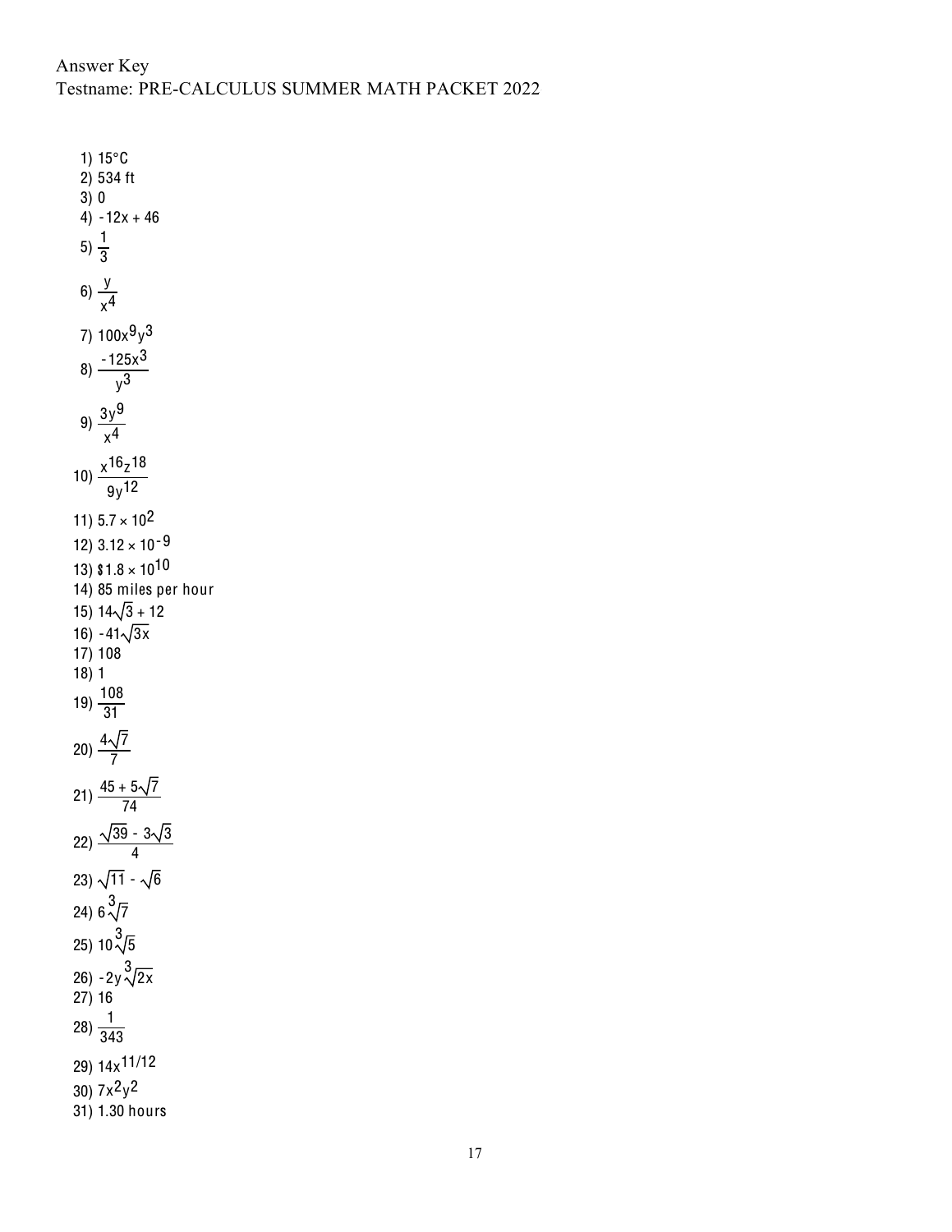Answer Key
Testname: PRE-CALCULUS SUMMER MATH PACKET 2022

1) 15°C
2) 534 ft
3) 0
4) $-12x + 46$
5) $\frac{1}{3}$
6) $\frac{y}{x^4}$
7) $100x^9y^3$
8) $\frac{-125x^3}{y^3}$
9) $\frac{3y^9}{x^4}$
10) $\frac{x^{16}z^{18}}{9y^{12}}$
11) $5.7 \times 10^2$
12) $3.12 \times 10^{-9}$
13) $\$1.8 \times 10^{10}$
14) 85 miles per hour
15) $14\sqrt{3} + 12$
16) $-41\sqrt{3x}$
17) 108
18) 1
19) $\frac{108}{31}$
20) $\frac{4\sqrt{7}}{7}$
21) $\frac{45 + 5\sqrt{7}}{74}$
22) $\frac{\sqrt{39} - 3\sqrt{3}}{4}$
23) $\sqrt{11} - \sqrt{6}$
24) $6\sqrt[3]{7}$
25) $10\sqrt[3]{5}$
26) $-2y\sqrt[3]{2x}$
27) 16
28) $\frac{1}{343}$
29) $14x^{11/12}$
30) $7x^2y^2$
31) 1.30 hours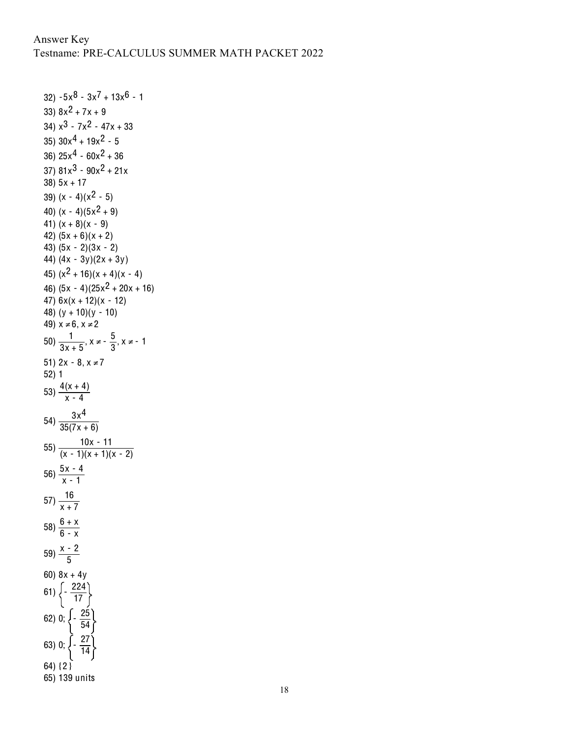Answer Key
Testname: PRE-CALCULUS SUMMER MATH PACKET 2022

32) $-5x^8 - 3x^7 + 13x^6 - 1$
33) $8x^2 + 7x + 9$
34) $x^3 - 7x^2 - 47x + 33$
35) $30x^4 + 19x^2 - 5$
36) $25x^4 - 60x^2 + 36$
37) $81x^3 - 90x^2 + 21x$
38) $5x + 17$
39) $(x - 4)(x^2 - 5)$
40) $(x - 4)(5x^2 + 9)$
41) $(x + 8)(x - 9)$
42) $(5x + 6)(x + 2)$
43) $(5x - 2)(3x - 2)$
44) $(4x - 3y)(2x + 3y)$
45) $(x^2 + 16)(x + 4)(x - 4)$
46) $(5x - 4)(25x^2 + 20x + 16)$
47) $6x(x + 12)(x - 12)$
48) $(y + 10)(y - 10)$
49) $x \neq 6, x \neq 2$
50) $\frac{1}{3x + 5}, x \neq -\frac{5}{3}, x \neq -1$
51) $2x - 8, x \neq 7$
52) 1
53) $\frac{4(x + 4)}{x - 4}$
54) $\frac{3x^4}{35(7x + 6)}$
55) $\frac{10x - 11}{(x - 1)(x + 1)(x - 2)}$
56) $\frac{5x - 4}{x - 1}$
57) $\frac{16}{x + 7}$
58) $\frac{6 + x}{6 - x}$
59) $\frac{x - 2}{5}$
60) $8x + 4y$
61) $\left\{-\frac{224}{17}\right\}$
62) 0; $\left\{-\frac{25}{54}\right\}$
63) 0; $\left\{-\frac{27}{14}\right\}$
64) $\{2\}$
65) 139 units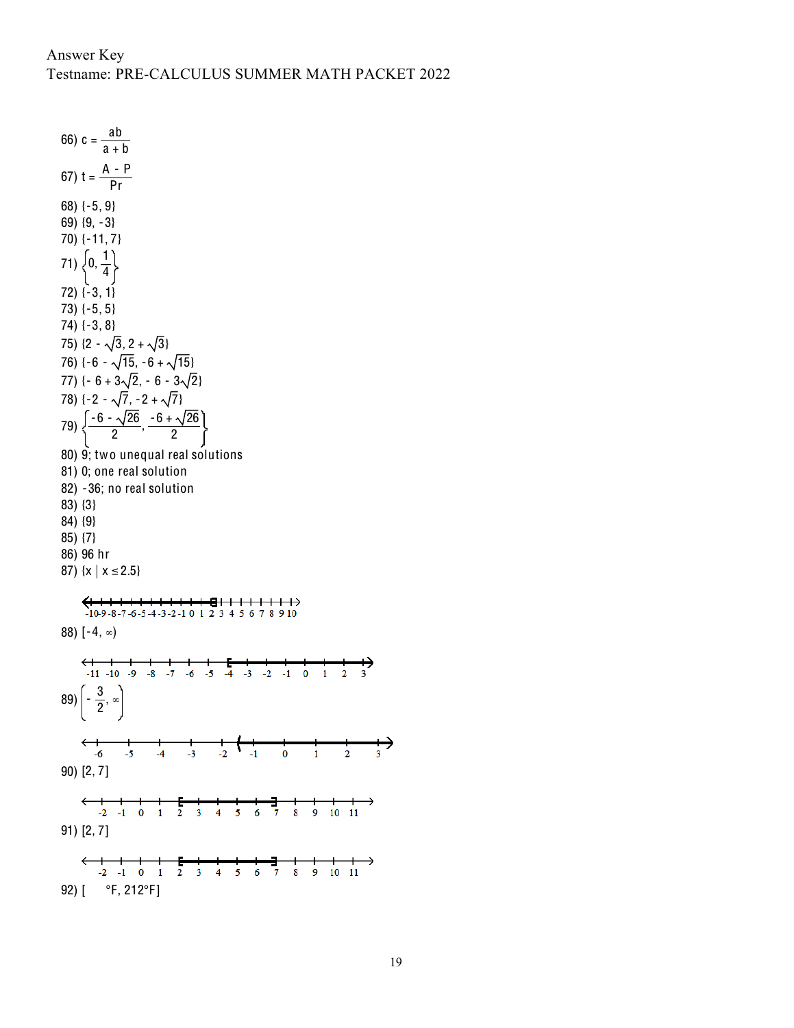Answer Key
Testname: PRE-CALCULUS SUMMER MATH PACKET 2022

66) $c = \dfrac{ab}{a + b}$

67) $t = \dfrac{A - P}{Pr}$

68) $\{-5, 9\}$

69) $\{9, -3\}$

70) $\{-11, 7\}$

71) $\left\{0, \dfrac{1}{4}\right\}$

72) $\{-3, 1\}$

73) $\{-5, 5\}$

74) $\{-3, 8\}$

75) $\{2 - \sqrt{3}, 2 + \sqrt{3}\}$

76) $\{-6 - \sqrt{15}, -6 + \sqrt{15}\}$

77) $\{-6 + 3\sqrt{2}, -6 - 3\sqrt{2}\}$

78) $\{-2 - \sqrt{7}, -2 + \sqrt{7}\}$

79) $\left\{\dfrac{-6 - \sqrt{26}}{2}, \dfrac{-6 + \sqrt{26}}{2}\right\}$

80) 9; two unequal real solutions

81) 0; one real solution

82) -36; no real solution

83) $\{3\}$

84) $\{9\}$

85) $\{7\}$

86) 96 hr

87) $\{x \mid x \le 2.5\}$

88) $[-4, \infty)$

89) $\left(-\dfrac{3}{2}, \infty\right)$

90) $[2, 7]$

91) $[2, 7]$

92) [ °F, 212°F]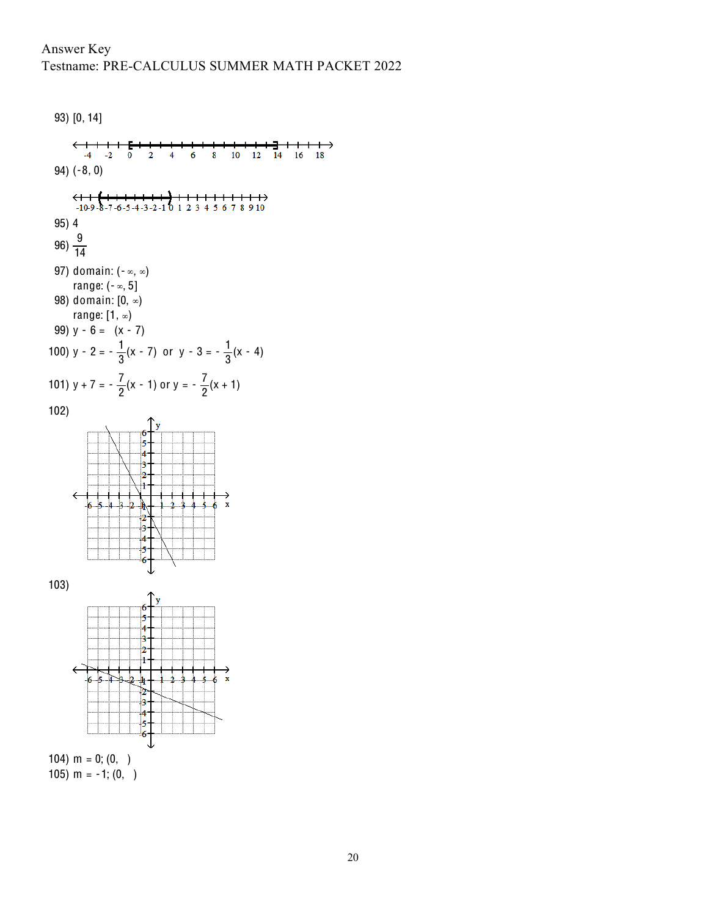Answer Key
Testname: PRE-CALCULUS SUMMER MATH PACKET 2022

93) [0, 14]

94) (-8, 0)

95) 4

96) $\frac{9}{14}$

97) domain: $(-\infty, \infty)$
range: $(-\infty, 5]$

98) domain: $[0, \infty)$
range: $[1, \infty)$

99) $y - 6 = \quad (x - 7)$

100) $y - 2 = -\frac{1}{3}(x - 7)$ or $y - 3 = -\frac{1}{3}(x - 4)$

101) $y + 7 = -\frac{7}{2}(x - 1)$ or $y = -\frac{7}{2}(x + 1)$

102)

103)

104) $m = 0$; $(0, \quad)$

105) $m = -1$; $(0, \quad)$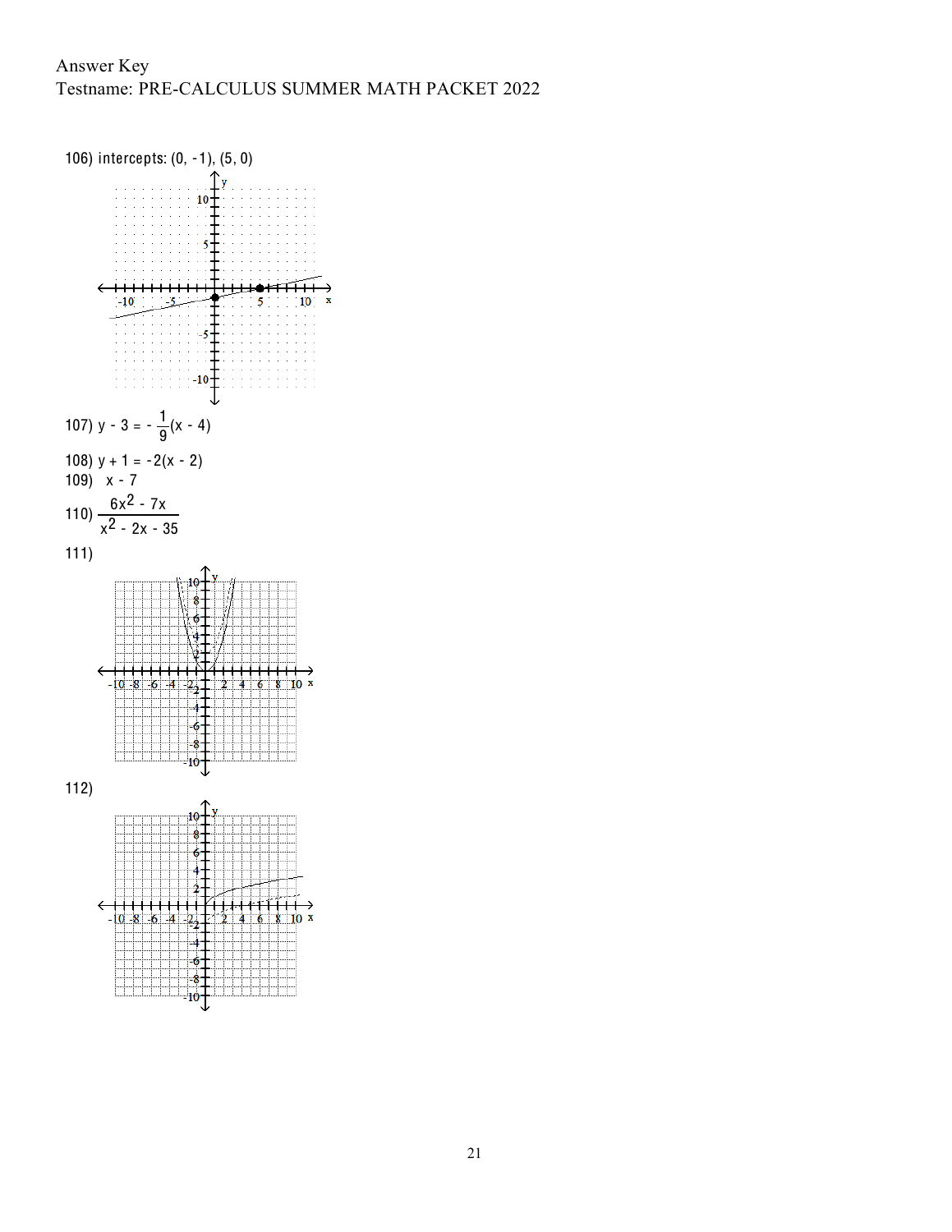Answer Key
Testname: PRE-CALCULUS SUMMER MATH PACKET 2022

106) intercepts: (0, -1), (5, 0)

107) $y - 3 = -\frac{1}{9}(x - 4)$

108) $y + 1 = -2(x - 2)$

109) $x - 7$

110) $\frac{6x^2 - 7x}{x^2 - 2x - 35}$

111)

112)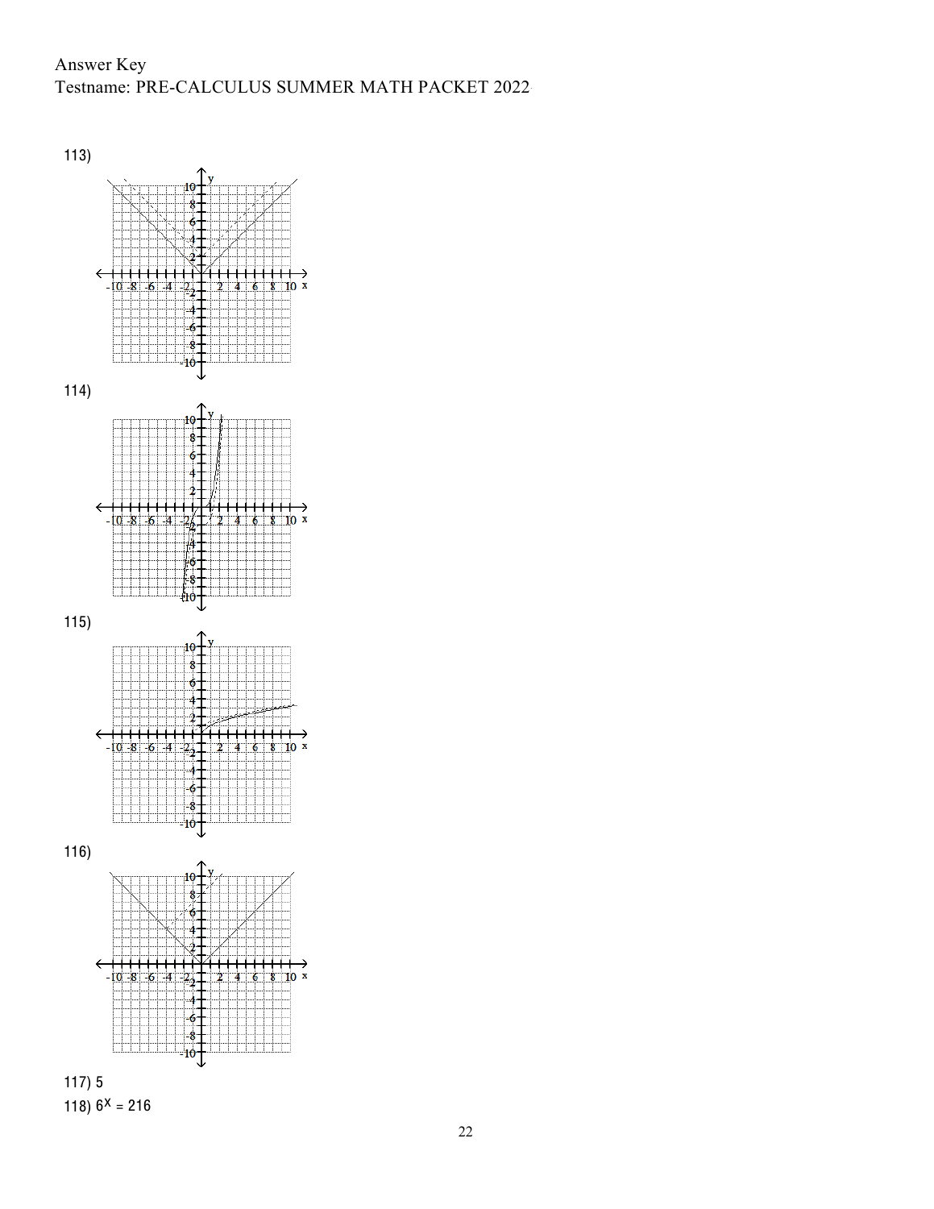113)

114)

115)

116)

117) 5

118) $6^x = 216$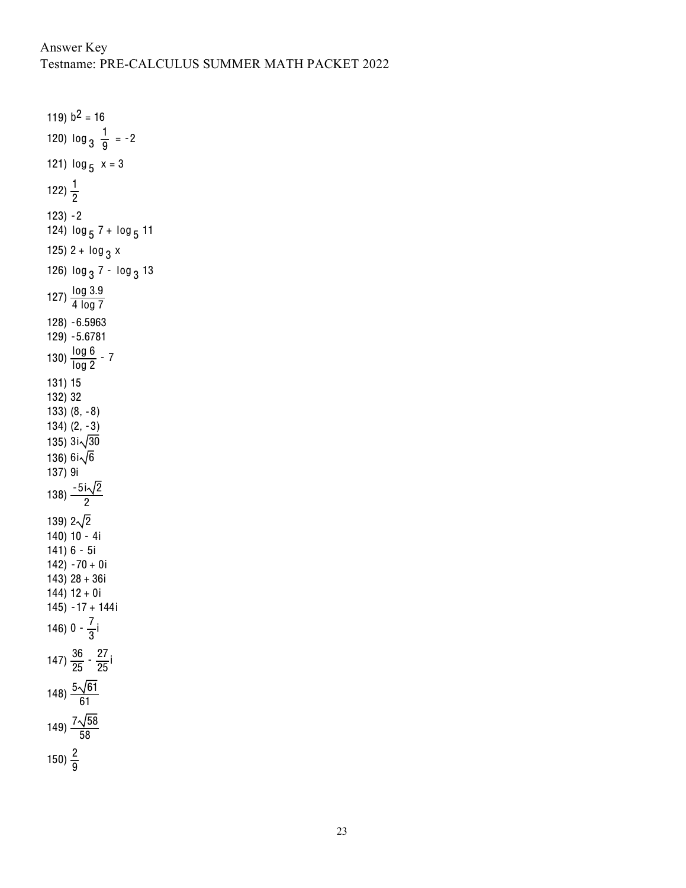Answer Key
Testname: PRE-CALCULUS SUMMER MATH PACKET 2022

119) $b^2 = 16$

120) $\log_3 \frac{1}{9} = -2$

121) $\log_5 x = 3$

122) $\frac{1}{2}$

123) $-2$

124) $\log_5 7 + \log_5 11$

125) $2 + \log_3 x$

126) $\log_3 7 - \log_3 13$

127) $\frac{\log 3.9}{4 \log 7}$

128) $-6.5963$

129) $-5.6781$

130) $\frac{\log 6}{\log 2} - 7$

131) 15

132) 32

133) $(8, -8)$

134) $(2, -3)$

135) $3i\sqrt{30}$

136) $6i\sqrt{6}$

137) $9i$

138) $\frac{-5i\sqrt{2}}{2}$

139) $2\sqrt{2}$

140) $10 - 4i$

141) $6 - 5i$

142) $-70 + 0i$

143) $28 + 36i$

144) $12 + 0i$

145) $-17 + 144i$

146) $0 - \frac{7}{3}i$

147) $\frac{36}{25} - \frac{27}{25}i$

148) $\frac{5\sqrt{61}}{61}$

149) $\frac{7\sqrt{58}}{58}$

150) $\frac{2}{9}$